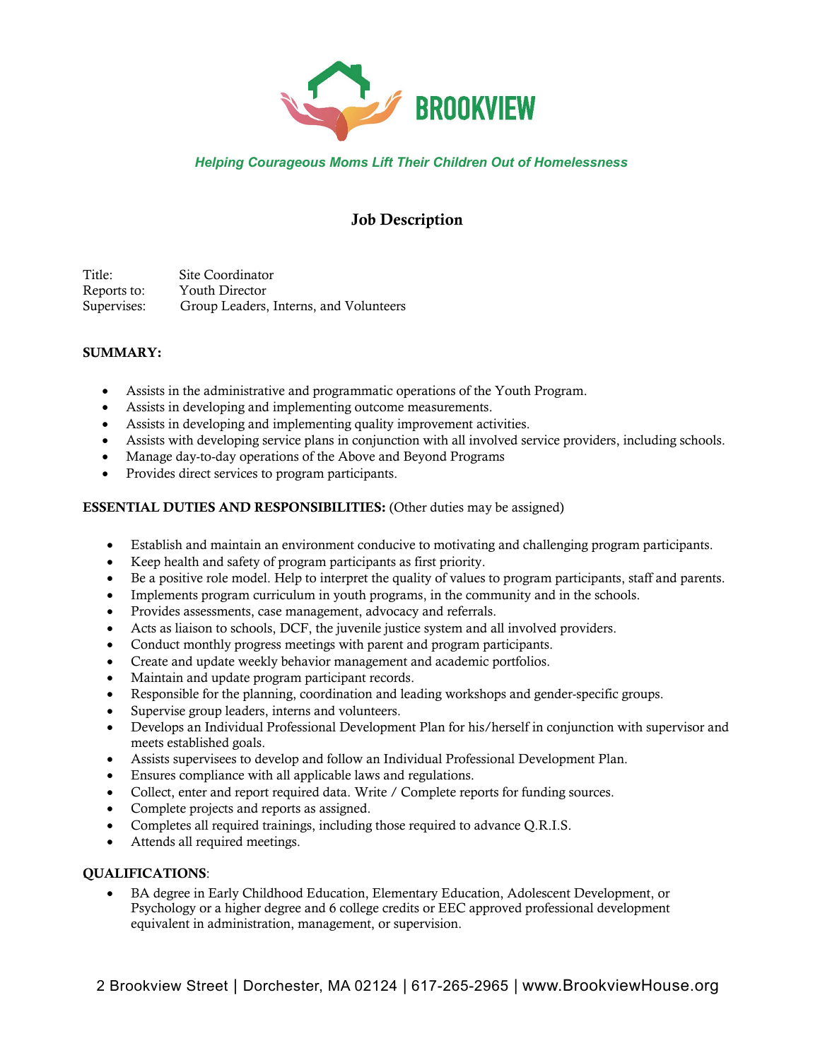BROOKVIEW

*Helping Courageous Moms Lift Their Children Out of Homelessness*

# Job Description

Title: Site Coordinator
Reports to: Youth Director
Supervises: Group Leaders, Interns, and Volunteers

**SUMMARY:**

- Assists in the administrative and programmatic operations of the Youth Program.
- Assists in developing and implementing outcome measurements.
- Assists in developing and implementing quality improvement activities.
- Assists with developing service plans in conjunction with all involved service providers, including schools.
- Manage day-to-day operations of the Above and Beyond Programs
- Provides direct services to program participants.

**ESSENTIAL DUTIES AND RESPONSIBILITIES:** (Other duties may be assigned)

- Establish and maintain an environment conducive to motivating and challenging program participants.
- Keep health and safety of program participants as first priority.
- Be a positive role model. Help to interpret the quality of values to program participants, staff and parents.
- Implements program curriculum in youth programs, in the community and in the schools.
- Provides assessments, case management, advocacy and referrals.
- Acts as liaison to schools, DCF, the juvenile justice system and all involved providers.
- Conduct monthly progress meetings with parent and program participants.
- Create and update weekly behavior management and academic portfolios.
- Maintain and update program participant records.
- Responsible for the planning, coordination and leading workshops and gender-specific groups.
- Supervise group leaders, interns and volunteers.
- Develops an Individual Professional Development Plan for his/herself in conjunction with supervisor and meets established goals.
- Assists supervisees to develop and follow an Individual Professional Development Plan.
- Ensures compliance with all applicable laws and regulations.
- Collect, enter and report required data. Write / Complete reports for funding sources.
- Complete projects and reports as assigned.
- Completes all required trainings, including those required to advance Q.R.I.S.
- Attends all required meetings.

**QUALIFICATIONS**:

- BA degree in Early Childhood Education, Elementary Education, Adolescent Development, or Psychology or a higher degree and 6 college credits or EEC approved professional development equivalent in administration, management, or supervision.

2 Brookview Street | Dorchester, MA 02124 | 617-265-2965 | www.BrookviewHouse.org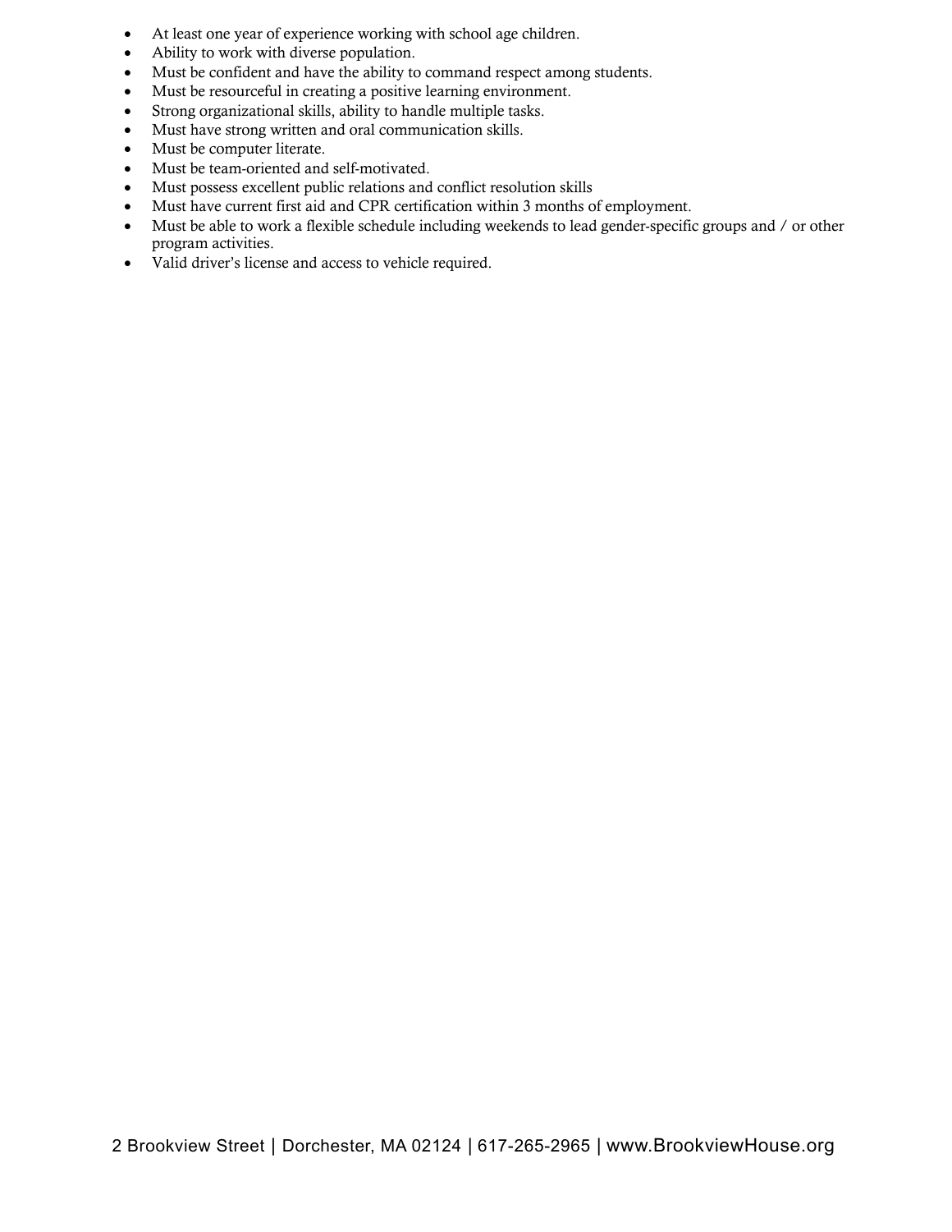- At least one year of experience working with school age children.
- Ability to work with diverse population.
- Must be confident and have the ability to command respect among students.
- Must be resourceful in creating a positive learning environment.
- Strong organizational skills, ability to handle multiple tasks.
- Must have strong written and oral communication skills.
- Must be computer literate.
- Must be team-oriented and self-motivated.
- Must possess excellent public relations and conflict resolution skills
- Must have current first aid and CPR certification within 3 months of employment.
- Must be able to work a flexible schedule including weekends to lead gender-specific groups and / or other program activities.
- Valid driver's license and access to vehicle required.